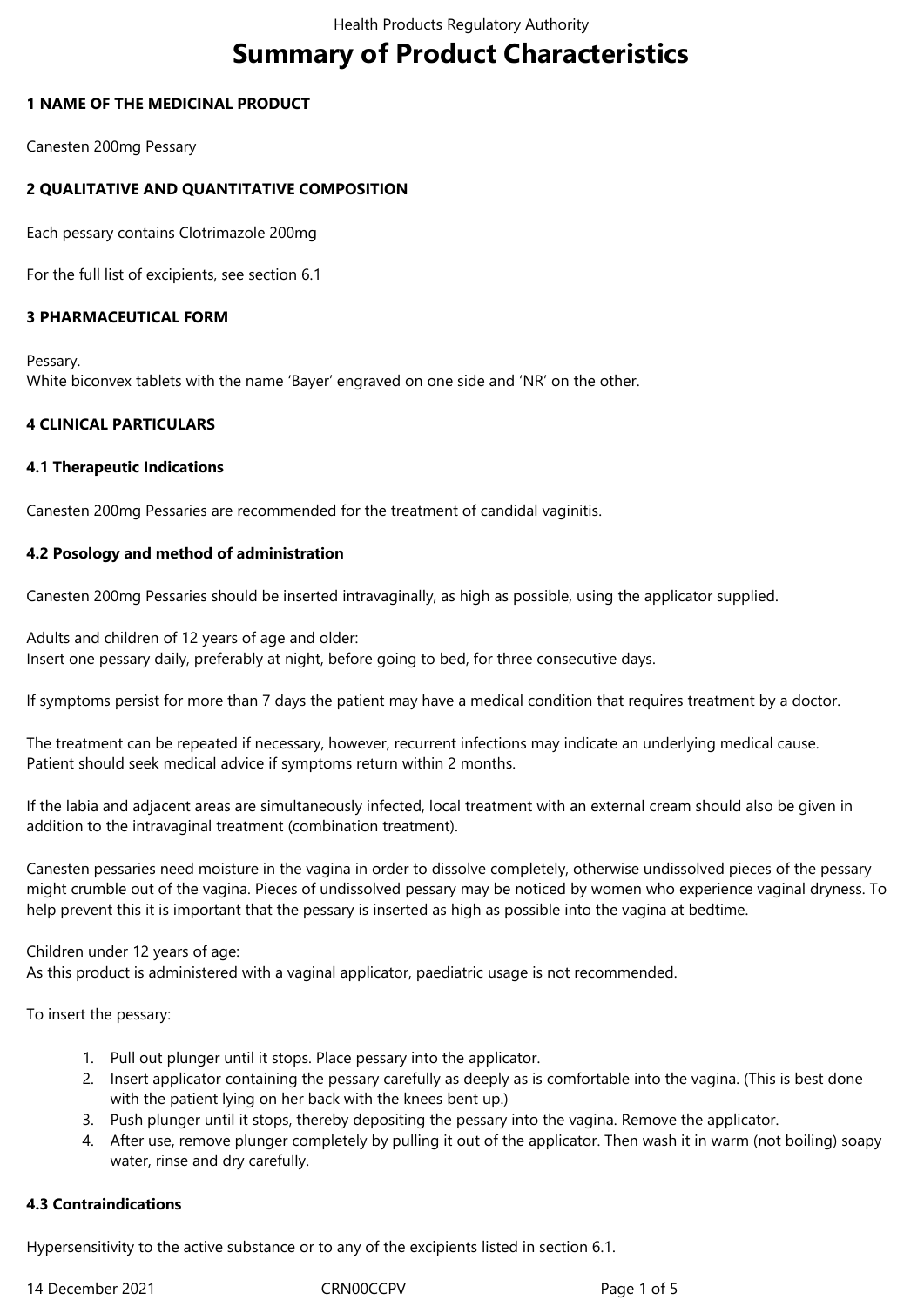# Summary of Product Characteristics

## 1 NAME OF THE MEDICINAL PRODUCT

Canesten 200mg Pessary

## 2 QUALITATIVE AND QUANTITATIVE COMPOSITION

Each pessary contains Clotrimazole 200mg

For the full list of excipients, see section 6.1

## 3 PHARMACEUTICAL FORM

Pessary.
White biconvex tablets with the name 'Bayer' engraved on one side and 'NR' on the other.

## 4 CLINICAL PARTICULARS

### 4.1 Therapeutic Indications

Canesten 200mg Pessaries are recommended for the treatment of candidal vaginitis.

### 4.2 Posology and method of administration

Canesten 200mg Pessaries should be inserted intravaginally, as high as possible, using the applicator supplied.

Adults and children of 12 years of age and older:
Insert one pessary daily, preferably at night, before going to bed, for three consecutive days.

If symptoms persist for more than 7 days the patient may have a medical condition that requires treatment by a doctor.

The treatment can be repeated if necessary, however, recurrent infections may indicate an underlying medical cause.
Patient should seek medical advice if symptoms return within 2 months.

If the labia and adjacent areas are simultaneously infected, local treatment with an external cream should also be given in addition to the intravaginal treatment (combination treatment).

Canesten pessaries need moisture in the vagina in order to dissolve completely, otherwise undissolved pieces of the pessary might crumble out of the vagina. Pieces of undissolved pessary may be noticed by women who experience vaginal dryness. To help prevent this it is important that the pessary is inserted as high as possible into the vagina at bedtime.

Children under 12 years of age:
As this product is administered with a vaginal applicator, paediatric usage is not recommended.

To insert the pessary:

1. Pull out plunger until it stops. Place pessary into the applicator.
2. Insert applicator containing the pessary carefully as deeply as is comfortable into the vagina. (This is best done with the patient lying on her back with the knees bent up.)
3. Push plunger until it stops, thereby depositing the pessary into the vagina. Remove the applicator.
4. After use, remove plunger completely by pulling it out of the applicator. Then wash it in warm (not boiling) soapy water, rinse and dry carefully.

### 4.3 Contraindications

Hypersensitivity to the active substance or to any of the excipients listed in section 6.1.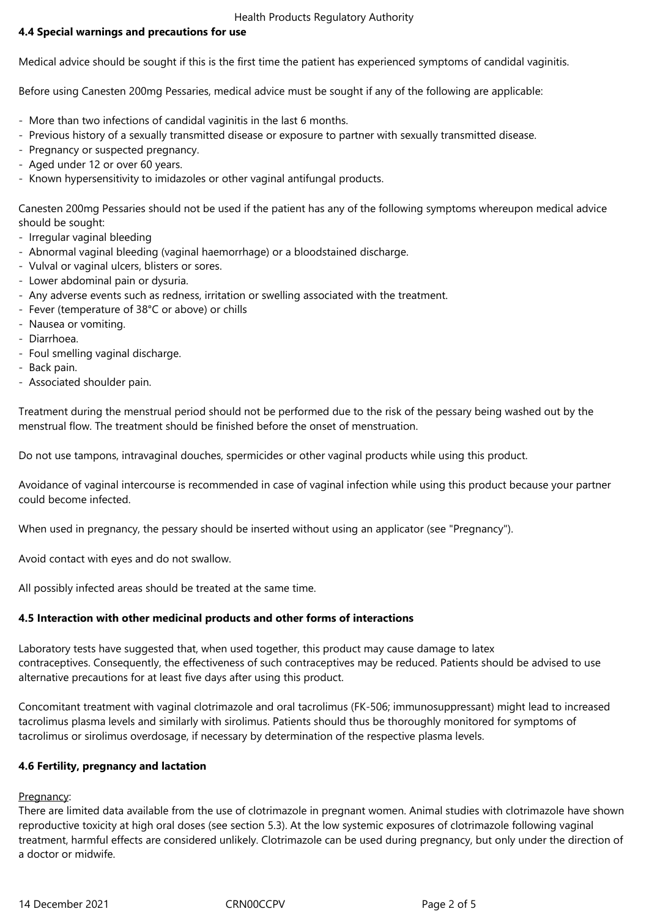**4.4 Special warnings and precautions for use**

Medical advice should be sought if this is the first time the patient has experienced symptoms of candidal vaginitis.

Before using Canesten 200mg Pessaries, medical advice must be sought if any of the following are applicable:

- More than two infections of candidal vaginitis in the last 6 months.
- Previous history of a sexually transmitted disease or exposure to partner with sexually transmitted disease.
- Pregnancy or suspected pregnancy.
- Aged under 12 or over 60 years.
- Known hypersensitivity to imidazoles or other vaginal antifungal products.

Canesten 200mg Pessaries should not be used if the patient has any of the following symptoms whereupon medical advice should be sought:

- Irregular vaginal bleeding
- Abnormal vaginal bleeding (vaginal haemorrhage) or a bloodstained discharge.
- Vulval or vaginal ulcers, blisters or sores.
- Lower abdominal pain or dysuria.
- Any adverse events such as redness, irritation or swelling associated with the treatment.
- Fever (temperature of 38°C or above) or chills
- Nausea or vomiting.
- Diarrhoea.
- Foul smelling vaginal discharge.
- Back pain.
- Associated shoulder pain.

Treatment during the menstrual period should not be performed due to the risk of the pessary being washed out by the menstrual flow. The treatment should be finished before the onset of menstruation.

Do not use tampons, intravaginal douches, spermicides or other vaginal products while using this product.

Avoidance of vaginal intercourse is recommended in case of vaginal infection while using this product because your partner could become infected.

When used in pregnancy, the pessary should be inserted without using an applicator (see "Pregnancy").

Avoid contact with eyes and do not swallow.

All possibly infected areas should be treated at the same time.

**4.5 Interaction with other medicinal products and other forms of interactions**

Laboratory tests have suggested that, when used together, this product may cause damage to latex contraceptives. Consequently, the effectiveness of such contraceptives may be reduced. Patients should be advised to use alternative precautions for at least five days after using this product.

Concomitant treatment with vaginal clotrimazole and oral tacrolimus (FK-506; immunosuppressant) might lead to increased tacrolimus plasma levels and similarly with sirolimus. Patients should thus be thoroughly monitored for symptoms of tacrolimus or sirolimus overdosage, if necessary by determination of the respective plasma levels.

**4.6 Fertility, pregnancy and lactation**

Pregnancy:

There are limited data available from the use of clotrimazole in pregnant women. Animal studies with clotrimazole have shown reproductive toxicity at high oral doses (see section 5.3). At the low systemic exposures of clotrimazole following vaginal treatment, harmful effects are considered unlikely. Clotrimazole can be used during pregnancy, but only under the direction of a doctor or midwife.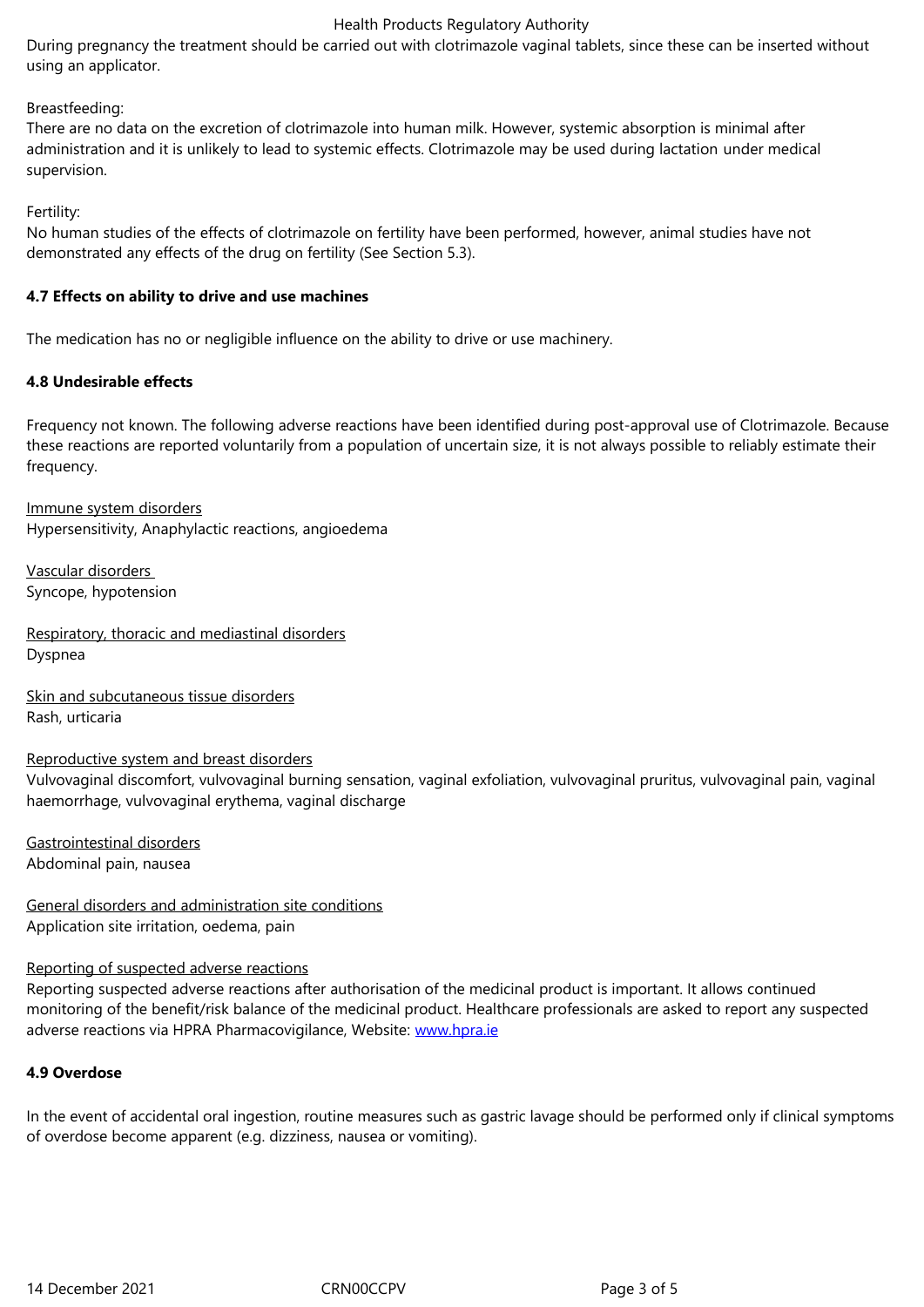During pregnancy the treatment should be carried out with clotrimazole vaginal tablets, since these can be inserted without using an applicator.

Breastfeeding:
There are no data on the excretion of clotrimazole into human milk. However, systemic absorption is minimal after administration and it is unlikely to lead to systemic effects. Clotrimazole may be used during lactation under medical supervision.

Fertility:
No human studies of the effects of clotrimazole on fertility have been performed, however, animal studies have not demonstrated any effects of the drug on fertility (See Section 5.3).

**4.7 Effects on ability to drive and use machines**

The medication has no or negligible influence on the ability to drive or use machinery.

**4.8 Undesirable effects**

Frequency not known. The following adverse reactions have been identified during post-approval use of Clotrimazole. Because these reactions are reported voluntarily from a population of uncertain size, it is not always possible to reliably estimate their frequency.

Immune system disorders
Hypersensitivity, Anaphylactic reactions, angioedema

Vascular disorders
Syncope, hypotension

Respiratory, thoracic and mediastinal disorders
Dyspnea

Skin and subcutaneous tissue disorders
Rash, urticaria

Reproductive system and breast disorders
Vulvovaginal discomfort, vulvovaginal burning sensation, vaginal exfoliation, vulvovaginal pruritus, vulvovaginal pain, vaginal haemorrhage, vulvovaginal erythema, vaginal discharge

Gastrointestinal disorders
Abdominal pain, nausea

General disorders and administration site conditions
Application site irritation, oedema, pain

Reporting of suspected adverse reactions
Reporting suspected adverse reactions after authorisation of the medicinal product is important. It allows continued monitoring of the benefit/risk balance of the medicinal product. Healthcare professionals are asked to report any suspected adverse reactions via HPRA Pharmacovigilance, Website: www.hpra.ie

**4.9 Overdose**

In the event of accidental oral ingestion, routine measures such as gastric lavage should be performed only if clinical symptoms of overdose become apparent (e.g. dizziness, nausea or vomiting).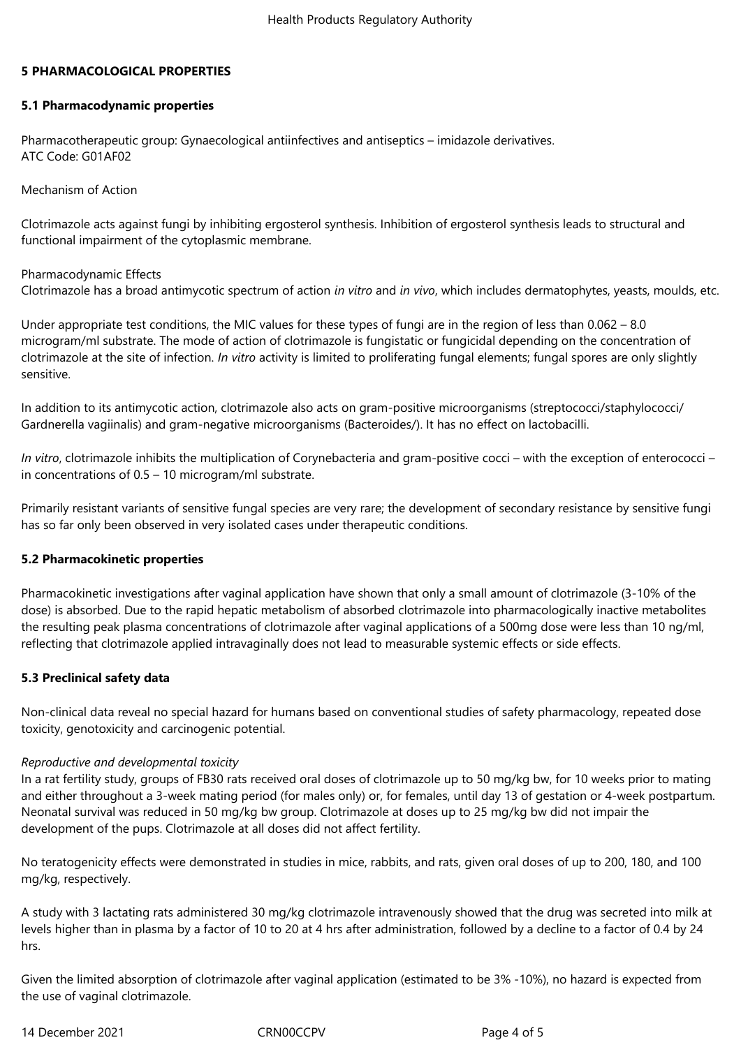## 5 PHARMACOLOGICAL PROPERTIES

### 5.1 Pharmacodynamic properties

Pharmacotherapeutic group: Gynaecological antiinfectives and antiseptics – imidazole derivatives.
ATC Code: G01AF02

Mechanism of Action

Clotrimazole acts against fungi by inhibiting ergosterol synthesis. Inhibition of ergosterol synthesis leads to structural and functional impairment of the cytoplasmic membrane.

Pharmacodynamic Effects
Clotrimazole has a broad antimycotic spectrum of action *in vitro* and *in vivo*, which includes dermatophytes, yeasts, moulds, etc.

Under appropriate test conditions, the MIC values for these types of fungi are in the region of less than 0.062 – 8.0 microgram/ml substrate. The mode of action of clotrimazole is fungistatic or fungicidal depending on the concentration of clotrimazole at the site of infection. *In vitro* activity is limited to proliferating fungal elements; fungal spores are only slightly sensitive.

In addition to its antimycotic action, clotrimazole also acts on gram-positive microorganisms (streptococci/staphylococci/ Gardnerella vagiinalis) and gram-negative microorganisms (Bacteroides/). It has no effect on lactobacilli.

*In vitro*, clotrimazole inhibits the multiplication of Corynebacteria and gram-positive cocci – with the exception of enterococci – in concentrations of 0.5 – 10 microgram/ml substrate.

Primarily resistant variants of sensitive fungal species are very rare; the development of secondary resistance by sensitive fungi has so far only been observed in very isolated cases under therapeutic conditions.

### 5.2 Pharmacokinetic properties

Pharmacokinetic investigations after vaginal application have shown that only a small amount of clotrimazole (3-10% of the dose) is absorbed. Due to the rapid hepatic metabolism of absorbed clotrimazole into pharmacologically inactive metabolites the resulting peak plasma concentrations of clotrimazole after vaginal applications of a 500mg dose were less than 10 ng/ml, reflecting that clotrimazole applied intravaginally does not lead to measurable systemic effects or side effects.

### 5.3 Preclinical safety data

Non-clinical data reveal no special hazard for humans based on conventional studies of safety pharmacology, repeated dose toxicity, genotoxicity and carcinogenic potential.

*Reproductive and developmental toxicity*
In a rat fertility study, groups of FB30 rats received oral doses of clotrimazole up to 50 mg/kg bw, for 10 weeks prior to mating and either throughout a 3-week mating period (for males only) or, for females, until day 13 of gestation or 4-week postpartum. Neonatal survival was reduced in 50 mg/kg bw group. Clotrimazole at doses up to 25 mg/kg bw did not impair the development of the pups. Clotrimazole at all doses did not affect fertility.

No teratogenicity effects were demonstrated in studies in mice, rabbits, and rats, given oral doses of up to 200, 180, and 100 mg/kg, respectively.

A study with 3 lactating rats administered 30 mg/kg clotrimazole intravenously showed that the drug was secreted into milk at levels higher than in plasma by a factor of 10 to 20 at 4 hrs after administration, followed by a decline to a factor of 0.4 by 24 hrs.

Given the limited absorption of clotrimazole after vaginal application (estimated to be 3% -10%), no hazard is expected from the use of vaginal clotrimazole.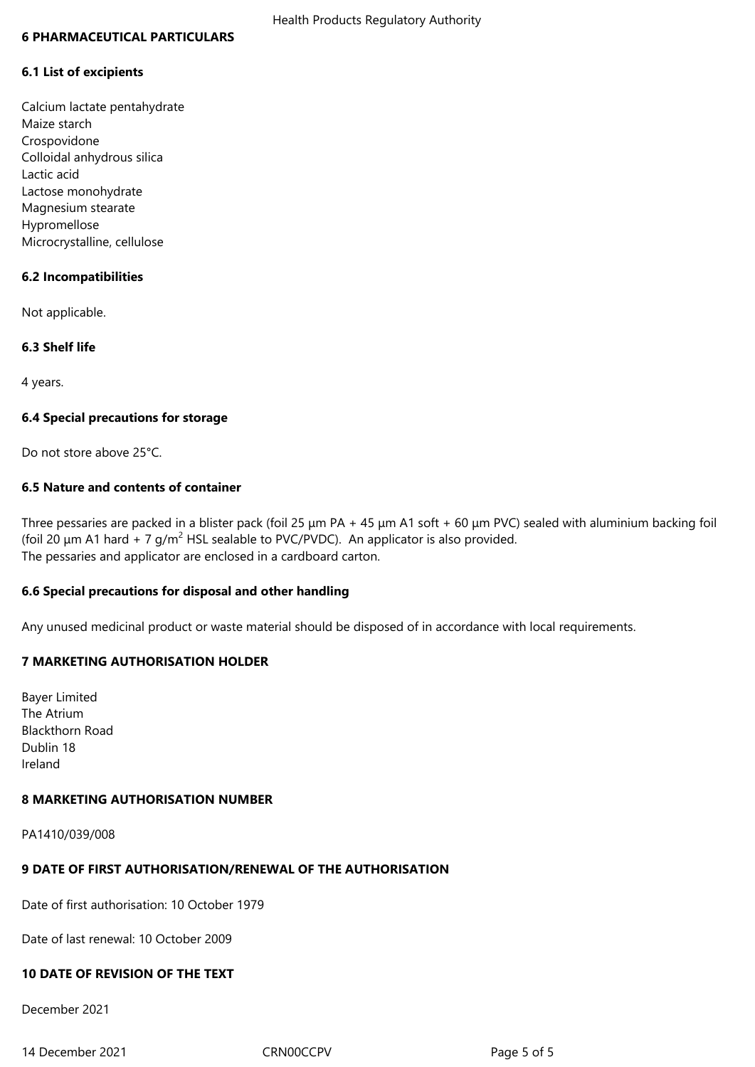## 6 PHARMACEUTICAL PARTICULARS

### 6.1 List of excipients

Calcium lactate pentahydrate
Maize starch
Crospovidone
Colloidal anhydrous silica
Lactic acid
Lactose monohydrate
Magnesium stearate
Hypromellose
Microcrystalline, cellulose

### 6.2 Incompatibilities

Not applicable.

### 6.3 Shelf life

4 years.

### 6.4 Special precautions for storage

Do not store above 25°C.

### 6.5 Nature and contents of container

Three pessaries are packed in a blister pack (foil 25 µm PA + 45 µm A1 soft + 60 µm PVC) sealed with aluminium backing foil (foil 20 µm A1 hard + 7 g/$m^2$ HSL sealable to PVC/PVDC). An applicator is also provided.
The pessaries and applicator are enclosed in a cardboard carton.

### 6.6 Special precautions for disposal and other handling

Any unused medicinal product or waste material should be disposed of in accordance with local requirements.

## 7 MARKETING AUTHORISATION HOLDER

Bayer Limited
The Atrium
Blackthorn Road
Dublin 18
Ireland

## 8 MARKETING AUTHORISATION NUMBER

PA1410/039/008

## 9 DATE OF FIRST AUTHORISATION/RENEWAL OF THE AUTHORISATION

Date of first authorisation: 10 October 1979

Date of last renewal: 10 October 2009

## 10 DATE OF REVISION OF THE TEXT

December 2021